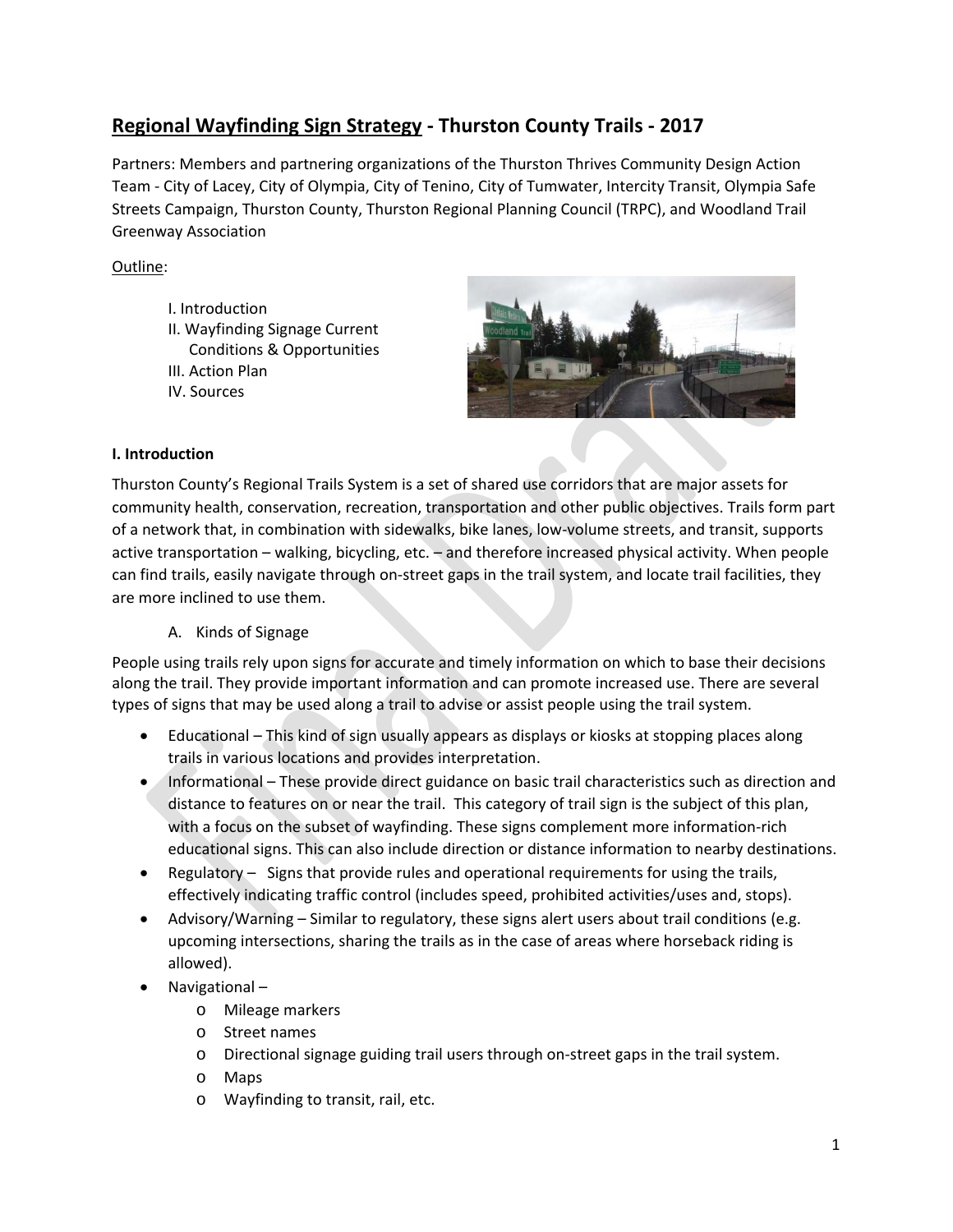# Regional Wayfinding Sign Strategy - Thurston County Trails - 2017

Partners: Members and partnering organizations of the Thurston Thrives Community Design Action Team - City of Lacey, City of Olympia, City of Tenino, City of Tumwater, Intercity Transit, Olympia Safe Streets Campaign, Thurston County, Thurston Regional Planning Council (TRPC), and Woodland Trail Greenway Association

Outline:

- I. Introduction
- II. Wayfinding Signage Current Conditions & Opportunities
- III. Action Plan
- IV. Sources

## I. Introduction

Thurston County's Regional Trails System is a set of shared use corridors that are major assets for community health, conservation, recreation, transportation and other public objectives. Trails form part of a network that, in combination with sidewalks, bike lanes, low-volume streets, and transit, supports active transportation – walking, bicycling, etc. – and therefore increased physical activity. When people can find trails, easily navigate through on-street gaps in the trail system, and locate trail facilities, they are more inclined to use them.

### A. Kinds of Signage

People using trails rely upon signs for accurate and timely information on which to base their decisions along the trail. They provide important information and can promote increased use. There are several types of signs that may be used along a trail to advise or assist people using the trail system.

- Educational – This kind of sign usually appears as displays or kiosks at stopping places along trails in various locations and provides interpretation.
- Informational – These provide direct guidance on basic trail characteristics such as direction and distance to features on or near the trail. This category of trail sign is the subject of this plan, with a focus on the subset of wayfinding. These signs complement more information-rich educational signs. This can also include direction or distance information to nearby destinations.
- Regulatory – Signs that provide rules and operational requirements for using the trails, effectively indicating traffic control (includes speed, prohibited activities/uses and, stops).
- Advisory/Warning – Similar to regulatory, these signs alert users about trail conditions (e.g. upcoming intersections, sharing the trails as in the case of areas where horseback riding is allowed).
- Navigational –
  - Mileage markers
  - Street names
  - Directional signage guiding trail users through on-street gaps in the trail system.
  - Maps
  - Wayfinding to transit, rail, etc.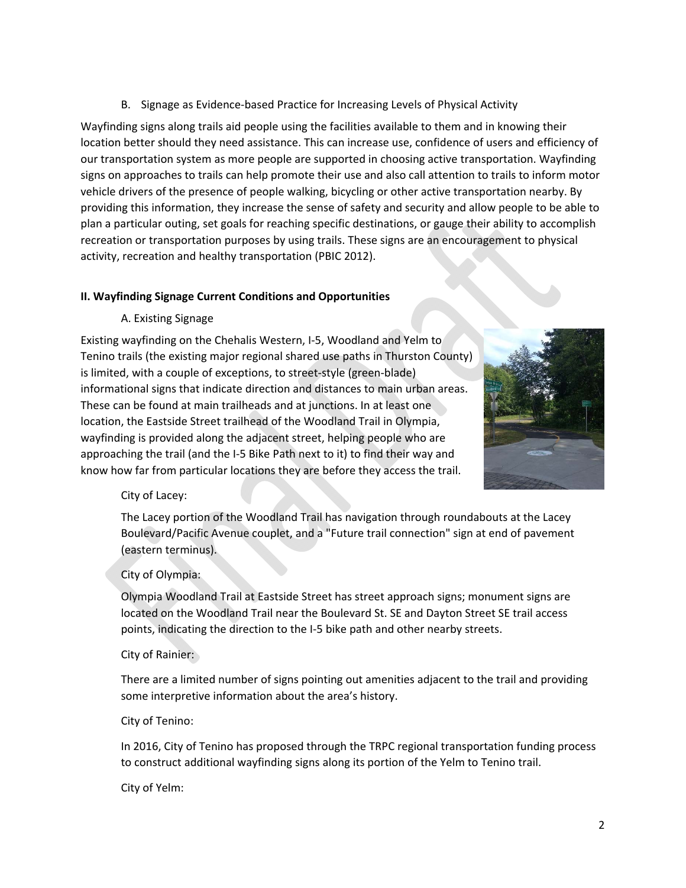B. Signage as Evidence-based Practice for Increasing Levels of Physical Activity

Wayfinding signs along trails aid people using the facilities available to them and in knowing their location better should they need assistance. This can increase use, confidence of users and efficiency of our transportation system as more people are supported in choosing active transportation. Wayfinding signs on approaches to trails can help promote their use and also call attention to trails to inform motor vehicle drivers of the presence of people walking, bicycling or other active transportation nearby. By providing this information, they increase the sense of safety and security and allow people to be able to plan a particular outing, set goals for reaching specific destinations, or gauge their ability to accomplish recreation or transportation purposes by using trails. These signs are an encouragement to physical activity, recreation and healthy transportation (PBIC 2012).

## II. Wayfinding Signage Current Conditions and Opportunities

A. Existing Signage

Existing wayfinding on the Chehalis Western, I-5, Woodland and Yelm to Tenino trails (the existing major regional shared use paths in Thurston County) is limited, with a couple of exceptions, to street-style (green-blade) informational signs that indicate direction and distances to main urban areas. These can be found at main trailheads and at junctions. In at least one location, the Eastside Street trailhead of the Woodland Trail in Olympia, wayfinding is provided along the adjacent street, helping people who are approaching the trail (and the I-5 Bike Path next to it) to find their way and know how far from particular locations they are before they access the trail.

City of Lacey:

The Lacey portion of the Woodland Trail has navigation through roundabouts at the Lacey Boulevard/Pacific Avenue couplet, and a "Future trail connection" sign at end of pavement (eastern terminus).

City of Olympia:

Olympia Woodland Trail at Eastside Street has street approach signs; monument signs are located on the Woodland Trail near the Boulevard St. SE and Dayton Street SE trail access points, indicating the direction to the I-5 bike path and other nearby streets.

City of Rainier:

There are a limited number of signs pointing out amenities adjacent to the trail and providing some interpretive information about the area's history.

City of Tenino:

In 2016, City of Tenino has proposed through the TRPC regional transportation funding process to construct additional wayfinding signs along its portion of the Yelm to Tenino trail.

City of Yelm: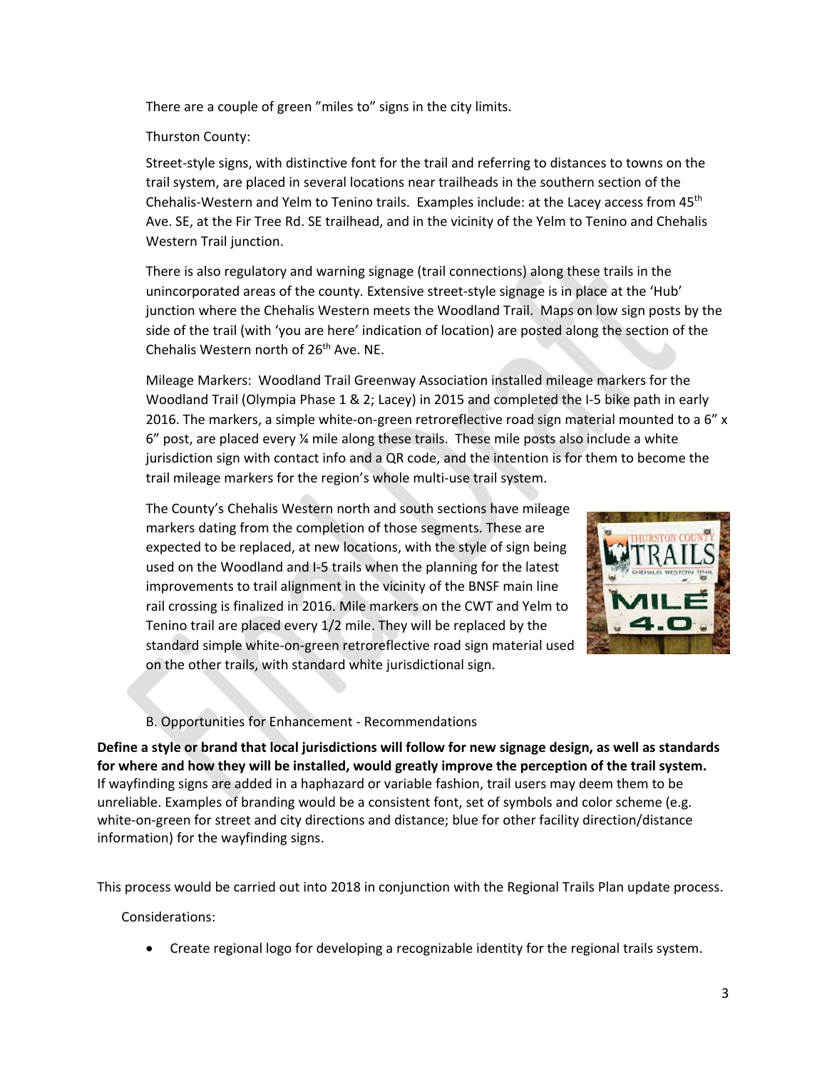There are a couple of green "miles to" signs in the city limits.

Thurston County:

Street-style signs, with distinctive font for the trail and referring to distances to towns on the trail system, are placed in several locations near trailheads in the southern section of the Chehalis-Western and Yelm to Tenino trails. Examples include: at the Lacey access from 45th Ave. SE, at the Fir Tree Rd. SE trailhead, and in the vicinity of the Yelm to Tenino and Chehalis Western Trail junction.

There is also regulatory and warning signage (trail connections) along these trails in the unincorporated areas of the county. Extensive street-style signage is in place at the 'Hub' junction where the Chehalis Western meets the Woodland Trail. Maps on low sign posts by the side of the trail (with 'you are here' indication of location) are posted along the section of the Chehalis Western north of 26th Ave. NE.

Mileage Markers: Woodland Trail Greenway Association installed mileage markers for the Woodland Trail (Olympia Phase 1 & 2; Lacey) in 2015 and completed the I-5 bike path in early 2016. The markers, a simple white-on-green retroreflective road sign material mounted to a 6" x 6" post, are placed every ¼ mile along these trails. These mile posts also include a white jurisdiction sign with contact info and a QR code, and the intention is for them to become the trail mileage markers for the region's whole multi-use trail system.

The County's Chehalis Western north and south sections have mileage markers dating from the completion of those segments. These are expected to be replaced, at new locations, with the style of sign being used on the Woodland and I-5 trails when the planning for the latest improvements to trail alignment in the vicinity of the BNSF main line rail crossing is finalized in 2016. Mile markers on the CWT and Yelm to Tenino trail are placed every 1/2 mile. They will be replaced by the standard simple white-on-green retroreflective road sign material used on the other trails, with standard white jurisdictional sign.

B. Opportunities for Enhancement - Recommendations

**Define a style or brand that local jurisdictions will follow for new signage design, as well as standards for where and how they will be installed, would greatly improve the perception of the trail system.** If wayfinding signs are added in a haphazard or variable fashion, trail users may deem them to be unreliable. Examples of branding would be a consistent font, set of symbols and color scheme (e.g. white-on-green for street and city directions and distance; blue for other facility direction/distance information) for the wayfinding signs.

This process would be carried out into 2018 in conjunction with the Regional Trails Plan update process.

Considerations:

- Create regional logo for developing a recognizable identity for the regional trails system.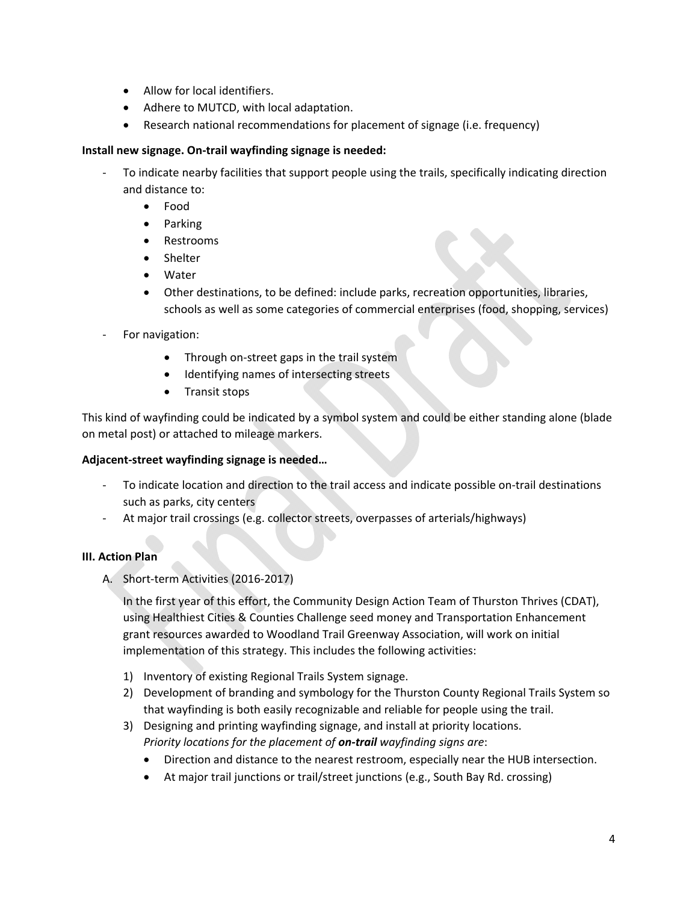- Allow for local identifiers.
- Adhere to MUTCD, with local adaptation.
- Research national recommendations for placement of signage (i.e. frequency)

**Install new signage. On-trail wayfinding signage is needed:**

- To indicate nearby facilities that support people using the trails, specifically indicating direction and distance to:
  - Food
  - Parking
  - Restrooms
  - Shelter
  - Water
  - Other destinations, to be defined: include parks, recreation opportunities, libraries, schools as well as some categories of commercial enterprises (food, shopping, services)
- For navigation:
  - Through on-street gaps in the trail system
  - Identifying names of intersecting streets
  - Transit stops

This kind of wayfinding could be indicated by a symbol system and could be either standing alone (blade on metal post) or attached to mileage markers.

**Adjacent-street wayfinding signage is needed…**

- To indicate location and direction to the trail access and indicate possible on-trail destinations such as parks, city centers
- At major trail crossings (e.g. collector streets, overpasses of arterials/highways)

**III. Action Plan**

A. Short-term Activities (2016-2017)

In the first year of this effort, the Community Design Action Team of Thurston Thrives (CDAT), using Healthiest Cities & Counties Challenge seed money and Transportation Enhancement grant resources awarded to Woodland Trail Greenway Association, will work on initial implementation of this strategy. This includes the following activities:

1) Inventory of existing Regional Trails System signage.
2) Development of branding and symbology for the Thurston County Regional Trails System so that wayfinding is both easily recognizable and reliable for people using the trail.
3) Designing and printing wayfinding signage, and install at priority locations.
   *Priority locations for the placement of **on-trail** wayfinding signs are*:
   - Direction and distance to the nearest restroom, especially near the HUB intersection.
   - At major trail junctions or trail/street junctions (e.g., South Bay Rd. crossing)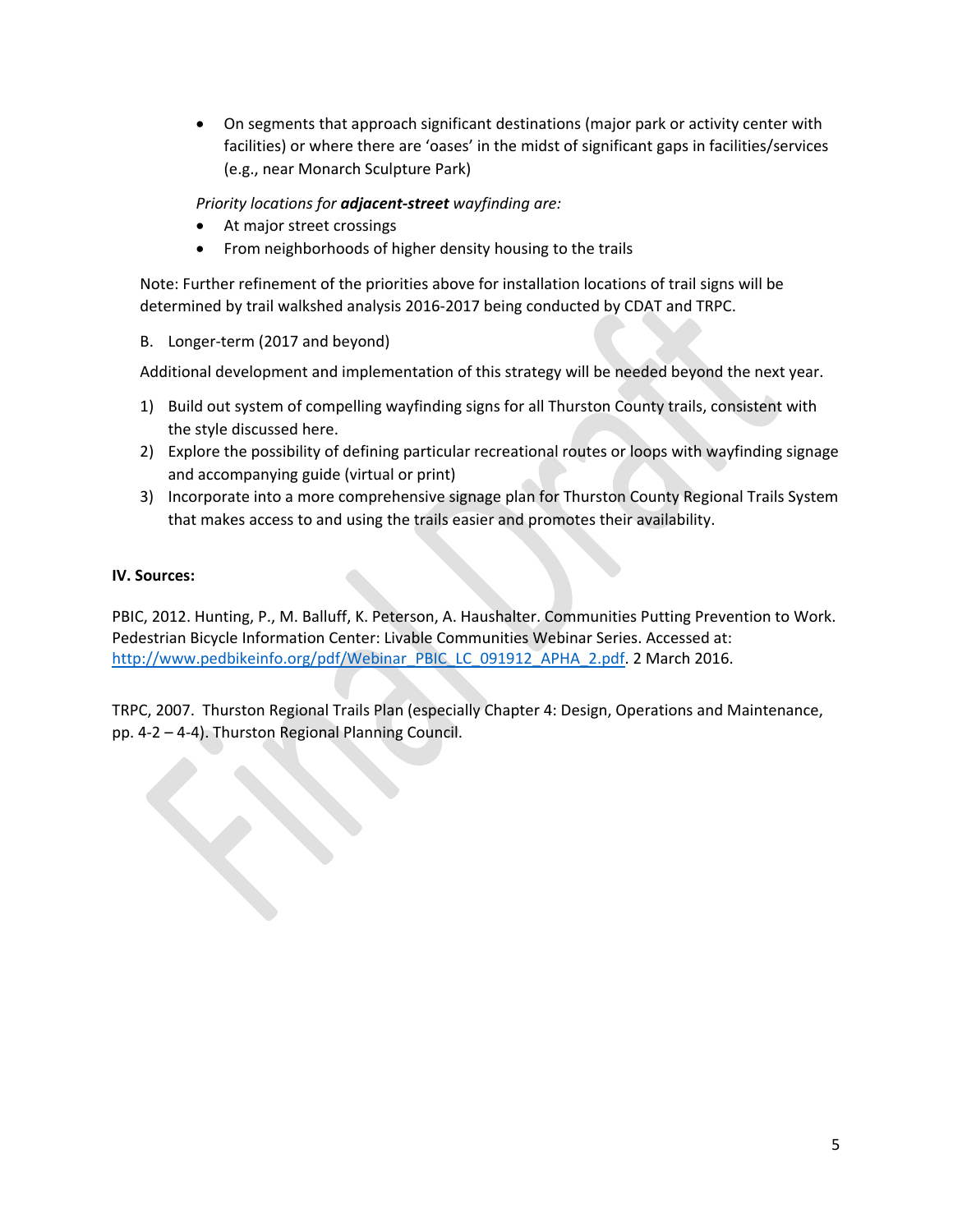- On segments that approach significant destinations (major park or activity center with facilities) or where there are 'oases' in the midst of significant gaps in facilities/services (e.g., near Monarch Sculpture Park)

*Priority locations for **adjacent-street** wayfinding are:*

- At major street crossings
- From neighborhoods of higher density housing to the trails

Note: Further refinement of the priorities above for installation locations of trail signs will be determined by trail walkshed analysis 2016-2017 being conducted by CDAT and TRPC.

B. Longer-term (2017 and beyond)

Additional development and implementation of this strategy will be needed beyond the next year.

1) Build out system of compelling wayfinding signs for all Thurston County trails, consistent with the style discussed here.
2) Explore the possibility of defining particular recreational routes or loops with wayfinding signage and accompanying guide (virtual or print)
3) Incorporate into a more comprehensive signage plan for Thurston County Regional Trails System that makes access to and using the trails easier and promotes their availability.

**IV. Sources:**

PBIC, 2012. Hunting, P., M. Balluff, K. Peterson, A. Haushalter. Communities Putting Prevention to Work. Pedestrian Bicycle Information Center: Livable Communities Webinar Series. Accessed at: http://www.pedbikeinfo.org/pdf/Webinar_PBIC_LC_091912_APHA_2.pdf. 2 March 2016.

TRPC, 2007. Thurston Regional Trails Plan (especially Chapter 4: Design, Operations and Maintenance, pp. 4-2 – 4-4). Thurston Regional Planning Council.